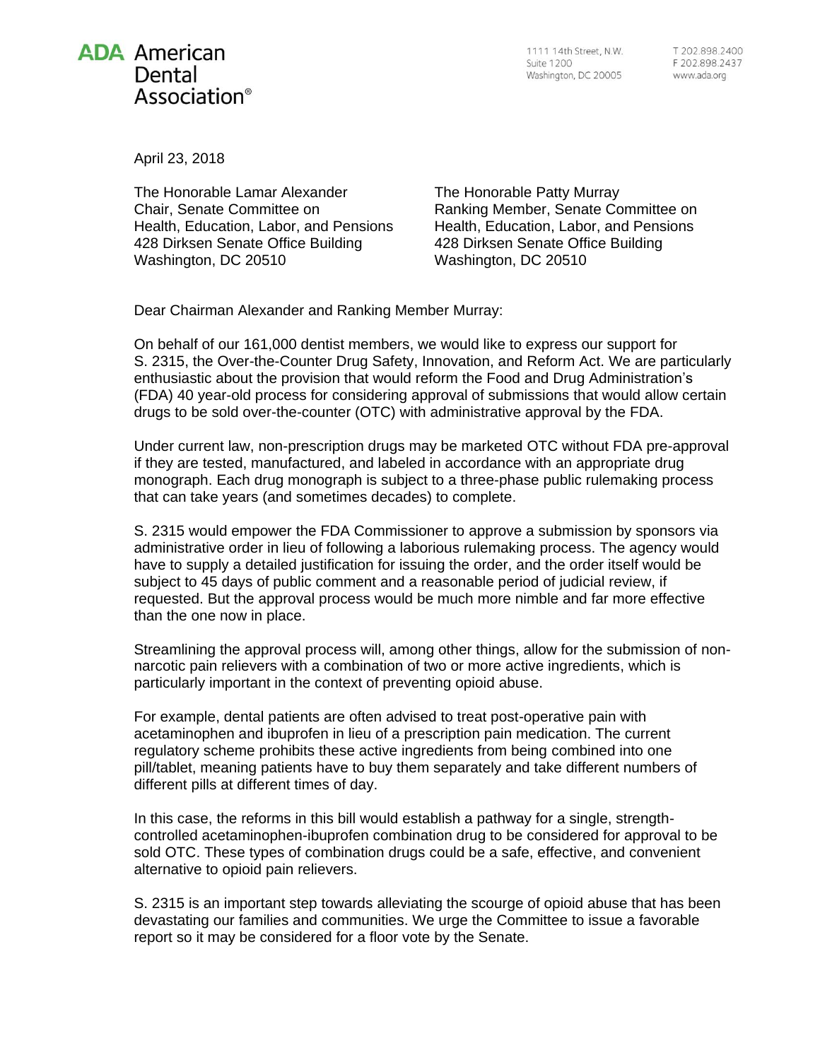**ADA** American Dental Association®

1111 14th Street, N.W.
Suite 1200
Washington, DC 20005

T 202.898.2400
F 202.898.2437
www.ada.org

April 23, 2018

The Honorable Lamar Alexander
Chair, Senate Committee on
Health, Education, Labor, and Pensions
428 Dirksen Senate Office Building
Washington, DC 20510

The Honorable Patty Murray
Ranking Member, Senate Committee on
Health, Education, Labor, and Pensions
428 Dirksen Senate Office Building
Washington, DC 20510

Dear Chairman Alexander and Ranking Member Murray:

On behalf of our 161,000 dentist members, we would like to express our support for S. 2315, the Over-the-Counter Drug Safety, Innovation, and Reform Act. We are particularly enthusiastic about the provision that would reform the Food and Drug Administration's (FDA) 40 year-old process for considering approval of submissions that would allow certain drugs to be sold over-the-counter (OTC) with administrative approval by the FDA.

Under current law, non-prescription drugs may be marketed OTC without FDA pre-approval if they are tested, manufactured, and labeled in accordance with an appropriate drug monograph. Each drug monograph is subject to a three-phase public rulemaking process that can take years (and sometimes decades) to complete.

S. 2315 would empower the FDA Commissioner to approve a submission by sponsors via administrative order in lieu of following a laborious rulemaking process. The agency would have to supply a detailed justification for issuing the order, and the order itself would be subject to 45 days of public comment and a reasonable period of judicial review, if requested. But the approval process would be much more nimble and far more effective than the one now in place.

Streamlining the approval process will, among other things, allow for the submission of non-narcotic pain relievers with a combination of two or more active ingredients, which is particularly important in the context of preventing opioid abuse.

For example, dental patients are often advised to treat post-operative pain with acetaminophen and ibuprofen in lieu of a prescription pain medication. The current regulatory scheme prohibits these active ingredients from being combined into one pill/tablet, meaning patients have to buy them separately and take different numbers of different pills at different times of day.

In this case, the reforms in this bill would establish a pathway for a single, strength-controlled acetaminophen-ibuprofen combination drug to be considered for approval to be sold OTC. These types of combination drugs could be a safe, effective, and convenient alternative to opioid pain relievers.

S. 2315 is an important step towards alleviating the scourge of opioid abuse that has been devastating our families and communities. We urge the Committee to issue a favorable report so it may be considered for a floor vote by the Senate.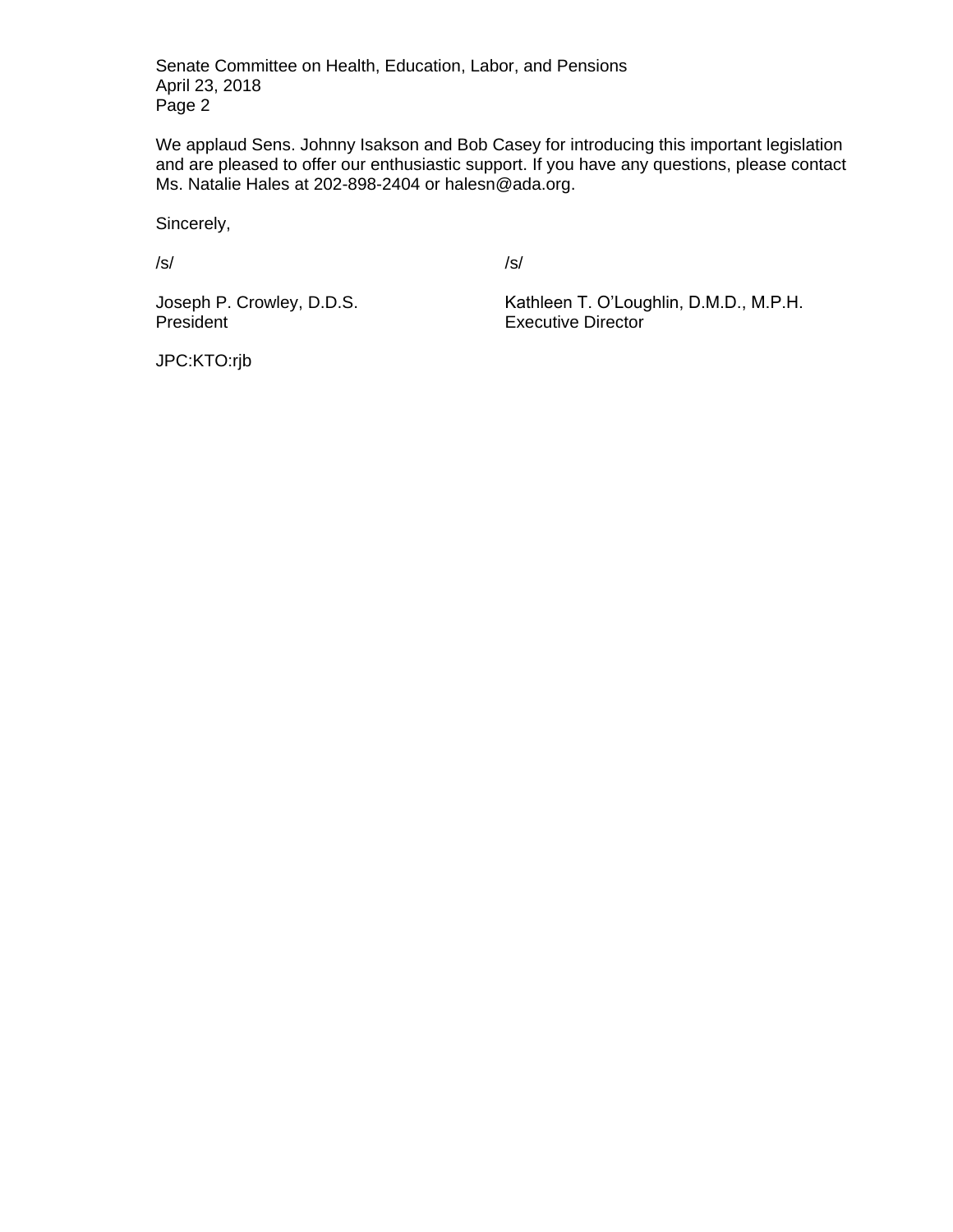We applaud Sens. Johnny Isakson and Bob Casey for introducing this important legislation and are pleased to offer our enthusiastic support. If you have any questions, please contact Ms. Natalie Hales at 202-898-2404 or halesn@ada.org.

Sincerely,

/s/

Joseph P. Crowley, D.D.S.
President

/s/

Kathleen T. O'Loughlin, D.M.D., M.P.H.
Executive Director

JPC:KTO:rjb